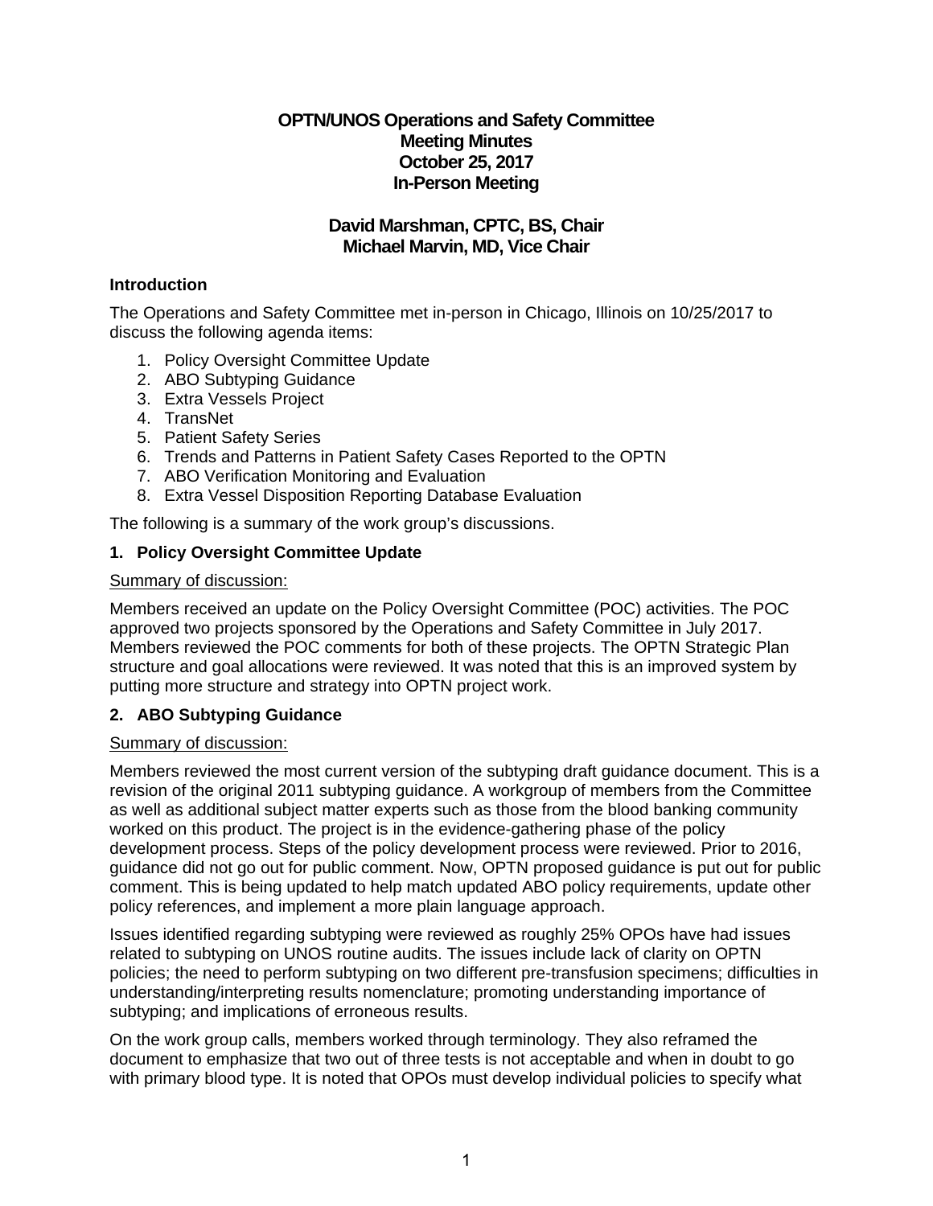**OPTN/UNOS Operations and Safety Committee**
**Meeting Minutes**
**October 25, 2017**
**In-Person Meeting**

**David Marshman, CPTC, BS, Chair**
**Michael Marvin, MD, Vice Chair**

### Introduction

The Operations and Safety Committee met in-person in Chicago, Illinois on 10/25/2017 to discuss the following agenda items:

1. Policy Oversight Committee Update
2. ABO Subtyping Guidance
3. Extra Vessels Project
4. TransNet
5. Patient Safety Series
6. Trends and Patterns in Patient Safety Cases Reported to the OPTN
7. ABO Verification Monitoring and Evaluation
8. Extra Vessel Disposition Reporting Database Evaluation

The following is a summary of the work group's discussions.

### 1. Policy Oversight Committee Update

Summary of discussion:

Members received an update on the Policy Oversight Committee (POC) activities. The POC approved two projects sponsored by the Operations and Safety Committee in July 2017. Members reviewed the POC comments for both of these projects. The OPTN Strategic Plan structure and goal allocations were reviewed. It was noted that this is an improved system by putting more structure and strategy into OPTN project work.

### 2. ABO Subtyping Guidance

Summary of discussion:

Members reviewed the most current version of the subtyping draft guidance document. This is a revision of the original 2011 subtyping guidance. A workgroup of members from the Committee as well as additional subject matter experts such as those from the blood banking community worked on this product. The project is in the evidence-gathering phase of the policy development process. Steps of the policy development process were reviewed. Prior to 2016, guidance did not go out for public comment. Now, OPTN proposed guidance is put out for public comment. This is being updated to help match updated ABO policy requirements, update other policy references, and implement a more plain language approach.

Issues identified regarding subtyping were reviewed as roughly 25% OPOs have had issues related to subtyping on UNOS routine audits. The issues include lack of clarity on OPTN policies; the need to perform subtyping on two different pre-transfusion specimens; difficulties in understanding/interpreting results nomenclature; promoting understanding importance of subtyping; and implications of erroneous results.

On the work group calls, members worked through terminology. They also reframed the document to emphasize that two out of three tests is not acceptable and when in doubt to go with primary blood type. It is noted that OPOs must develop individual policies to specify what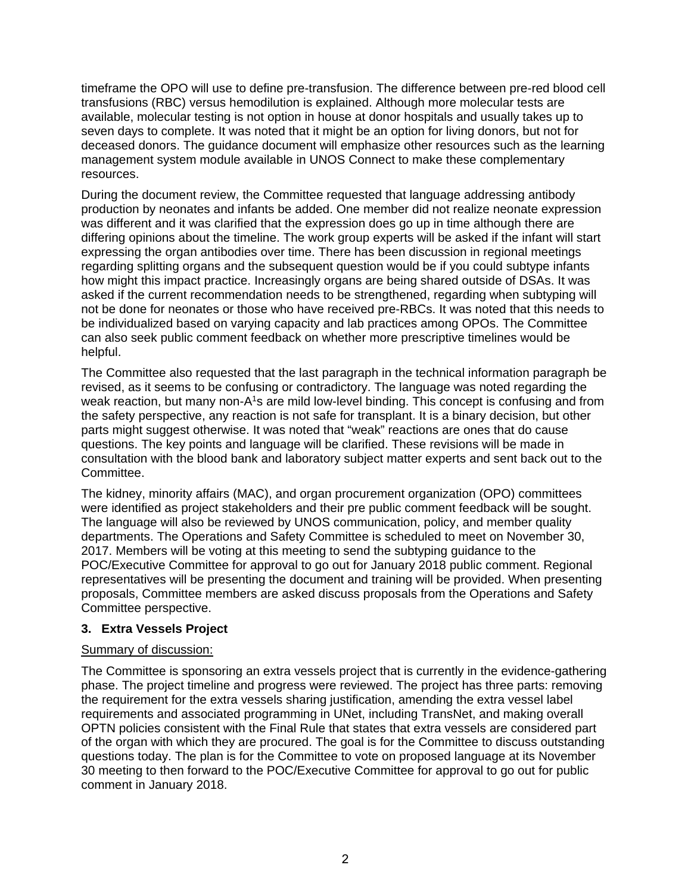timeframe the OPO will use to define pre-transfusion. The difference between pre-red blood cell transfusions (RBC) versus hemodilution is explained. Although more molecular tests are available, molecular testing is not option in house at donor hospitals and usually takes up to seven days to complete. It was noted that it might be an option for living donors, but not for deceased donors. The guidance document will emphasize other resources such as the learning management system module available in UNOS Connect to make these complementary resources.

During the document review, the Committee requested that language addressing antibody production by neonates and infants be added. One member did not realize neonate expression was different and it was clarified that the expression does go up in time although there are differing opinions about the timeline. The work group experts will be asked if the infant will start expressing the organ antibodies over time. There has been discussion in regional meetings regarding splitting organs and the subsequent question would be if you could subtype infants how might this impact practice. Increasingly organs are being shared outside of DSAs. It was asked if the current recommendation needs to be strengthened, regarding when subtyping will not be done for neonates or those who have received pre-RBCs. It was noted that this needs to be individualized based on varying capacity and lab practices among OPOs. The Committee can also seek public comment feedback on whether more prescriptive timelines would be helpful.

The Committee also requested that the last paragraph in the technical information paragraph be revised, as it seems to be confusing or contradictory. The language was noted regarding the weak reaction, but many non-$A^1$s are mild low-level binding. This concept is confusing and from the safety perspective, any reaction is not safe for transplant. It is a binary decision, but other parts might suggest otherwise. It was noted that "weak" reactions are ones that do cause questions. The key points and language will be clarified. These revisions will be made in consultation with the blood bank and laboratory subject matter experts and sent back out to the Committee.

The kidney, minority affairs (MAC), and organ procurement organization (OPO) committees were identified as project stakeholders and their pre public comment feedback will be sought. The language will also be reviewed by UNOS communication, policy, and member quality departments. The Operations and Safety Committee is scheduled to meet on November 30, 2017. Members will be voting at this meeting to send the subtyping guidance to the POC/Executive Committee for approval to go out for January 2018 public comment. Regional representatives will be presenting the document and training will be provided. When presenting proposals, Committee members are asked discuss proposals from the Operations and Safety Committee perspective.

### 3. Extra Vessels Project

Summary of discussion:

The Committee is sponsoring an extra vessels project that is currently in the evidence-gathering phase. The project timeline and progress were reviewed. The project has three parts: removing the requirement for the extra vessels sharing justification, amending the extra vessel label requirements and associated programming in UNet, including TransNet, and making overall OPTN policies consistent with the Final Rule that states that extra vessels are considered part of the organ with which they are procured. The goal is for the Committee to discuss outstanding questions today. The plan is for the Committee to vote on proposed language at its November 30 meeting to then forward to the POC/Executive Committee for approval to go out for public comment in January 2018.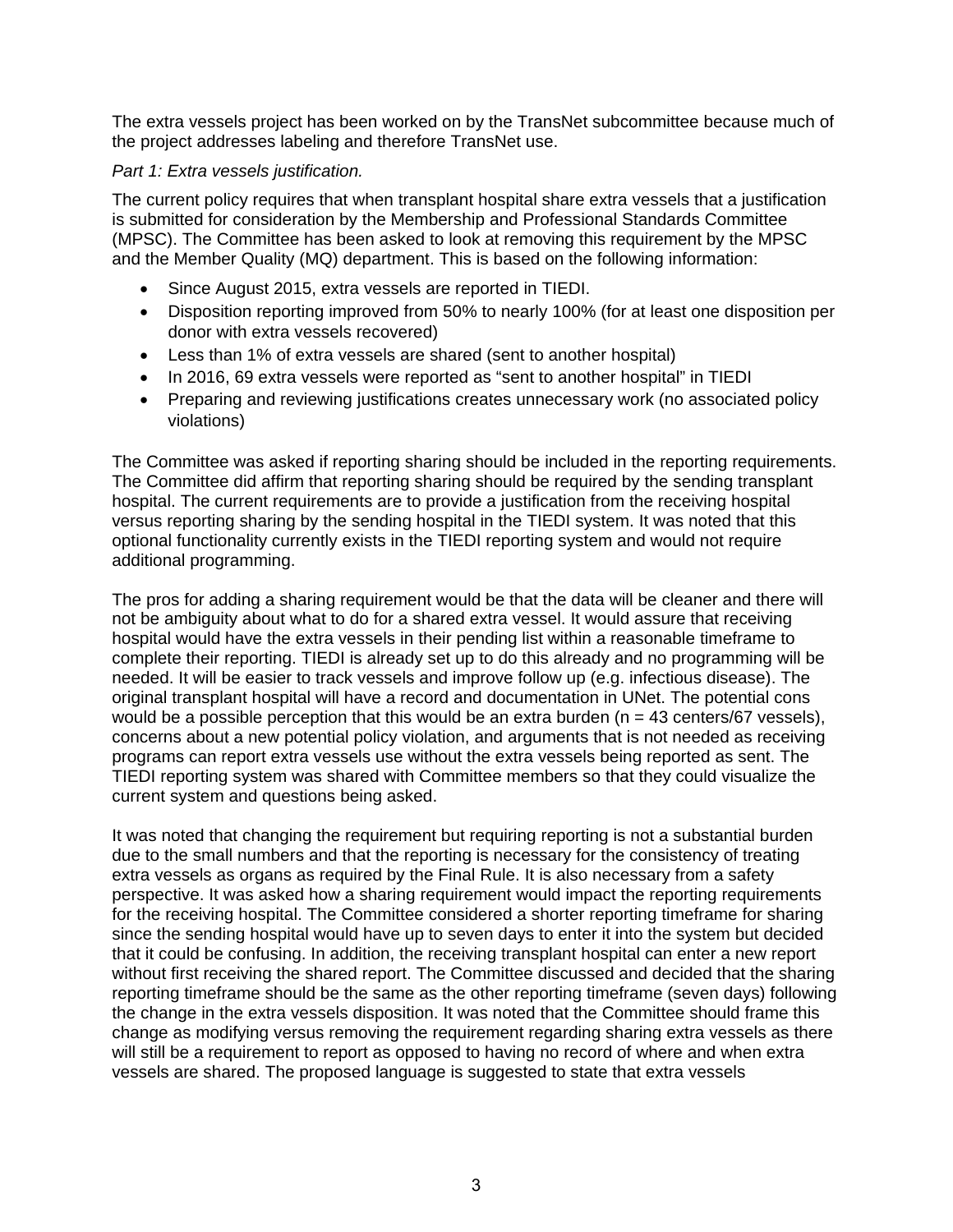The extra vessels project has been worked on by the TransNet subcommittee because much of the project addresses labeling and therefore TransNet use.

*Part 1: Extra vessels justification.*

The current policy requires that when transplant hospital share extra vessels that a justification is submitted for consideration by the Membership and Professional Standards Committee (MPSC). The Committee has been asked to look at removing this requirement by the MPSC and the Member Quality (MQ) department. This is based on the following information:

- Since August 2015, extra vessels are reported in TIEDI.
- Disposition reporting improved from 50% to nearly 100% (for at least one disposition per donor with extra vessels recovered)
- Less than 1% of extra vessels are shared (sent to another hospital)
- In 2016, 69 extra vessels were reported as "sent to another hospital" in TIEDI
- Preparing and reviewing justifications creates unnecessary work (no associated policy violations)

The Committee was asked if reporting sharing should be included in the reporting requirements. The Committee did affirm that reporting sharing should be required by the sending transplant hospital. The current requirements are to provide a justification from the receiving hospital versus reporting sharing by the sending hospital in the TIEDI system. It was noted that this optional functionality currently exists in the TIEDI reporting system and would not require additional programming.

The pros for adding a sharing requirement would be that the data will be cleaner and there will not be ambiguity about what to do for a shared extra vessel. It would assure that receiving hospital would have the extra vessels in their pending list within a reasonable timeframe to complete their reporting. TIEDI is already set up to do this already and no programming will be needed. It will be easier to track vessels and improve follow up (e.g. infectious disease). The original transplant hospital will have a record and documentation in UNet. The potential cons would be a possible perception that this would be an extra burden (n = 43 centers/67 vessels), concerns about a new potential policy violation, and arguments that is not needed as receiving programs can report extra vessels use without the extra vessels being reported as sent. The TIEDI reporting system was shared with Committee members so that they could visualize the current system and questions being asked.

It was noted that changing the requirement but requiring reporting is not a substantial burden due to the small numbers and that the reporting is necessary for the consistency of treating extra vessels as organs as required by the Final Rule. It is also necessary from a safety perspective. It was asked how a sharing requirement would impact the reporting requirements for the receiving hospital. The Committee considered a shorter reporting timeframe for sharing since the sending hospital would have up to seven days to enter it into the system but decided that it could be confusing. In addition, the receiving transplant hospital can enter a new report without first receiving the shared report. The Committee discussed and decided that the sharing reporting timeframe should be the same as the other reporting timeframe (seven days) following the change in the extra vessels disposition. It was noted that the Committee should frame this change as modifying versus removing the requirement regarding sharing extra vessels as there will still be a requirement to report as opposed to having no record of where and when extra vessels are shared. The proposed language is suggested to state that extra vessels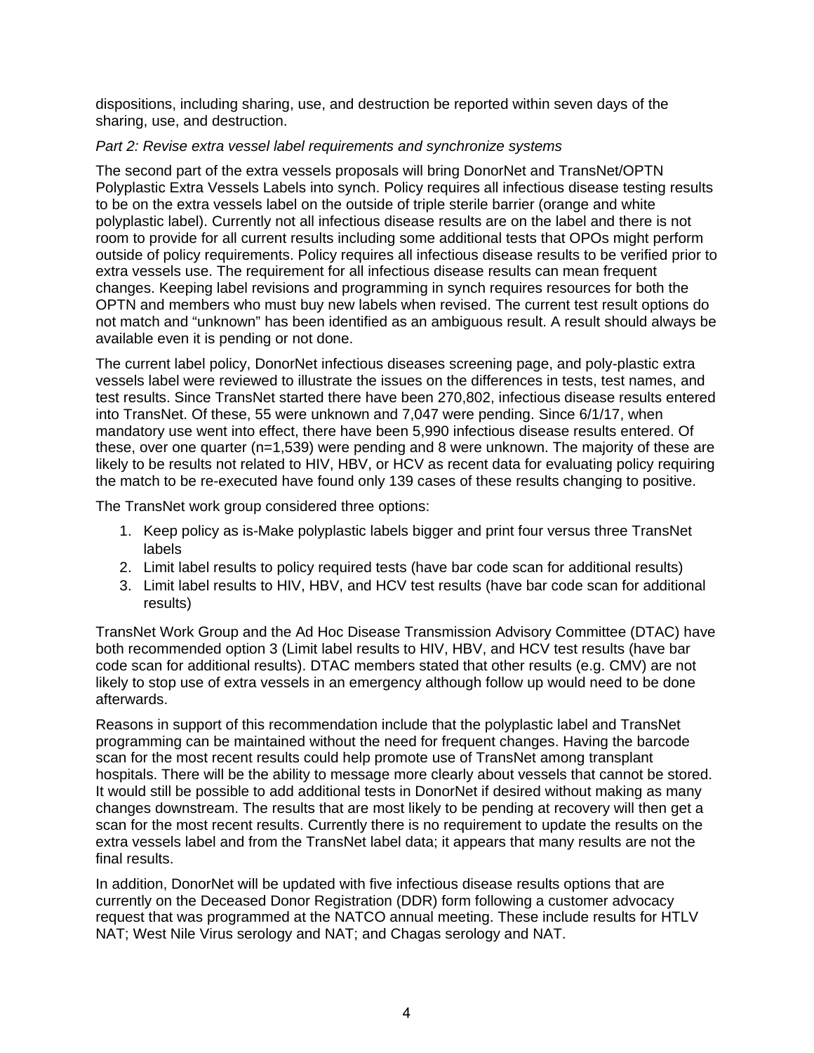dispositions, including sharing, use, and destruction be reported within seven days of the sharing, use, and destruction.

*Part 2: Revise extra vessel label requirements and synchronize systems*

The second part of the extra vessels proposals will bring DonorNet and TransNet/OPTN Polyplastic Extra Vessels Labels into synch. Policy requires all infectious disease testing results to be on the extra vessels label on the outside of triple sterile barrier (orange and white polyplastic label). Currently not all infectious disease results are on the label and there is not room to provide for all current results including some additional tests that OPOs might perform outside of policy requirements. Policy requires all infectious disease results to be verified prior to extra vessels use. The requirement for all infectious disease results can mean frequent changes. Keeping label revisions and programming in synch requires resources for both the OPTN and members who must buy new labels when revised. The current test result options do not match and "unknown" has been identified as an ambiguous result. A result should always be available even it is pending or not done.

The current label policy, DonorNet infectious diseases screening page, and poly-plastic extra vessels label were reviewed to illustrate the issues on the differences in tests, test names, and test results. Since TransNet started there have been 270,802, infectious disease results entered into TransNet. Of these, 55 were unknown and 7,047 were pending. Since 6/1/17, when mandatory use went into effect, there have been 5,990 infectious disease results entered. Of these, over one quarter (n=1,539) were pending and 8 were unknown. The majority of these are likely to be results not related to HIV, HBV, or HCV as recent data for evaluating policy requiring the match to be re-executed have found only 139 cases of these results changing to positive.

The TransNet work group considered three options:

1. Keep policy as is-Make polyplastic labels bigger and print four versus three TransNet labels
2. Limit label results to policy required tests (have bar code scan for additional results)
3. Limit label results to HIV, HBV, and HCV test results (have bar code scan for additional results)

TransNet Work Group and the Ad Hoc Disease Transmission Advisory Committee (DTAC) have both recommended option 3 (Limit label results to HIV, HBV, and HCV test results (have bar code scan for additional results). DTAC members stated that other results (e.g. CMV) are not likely to stop use of extra vessels in an emergency although follow up would need to be done afterwards.

Reasons in support of this recommendation include that the polyplastic label and TransNet programming can be maintained without the need for frequent changes. Having the barcode scan for the most recent results could help promote use of TransNet among transplant hospitals. There will be the ability to message more clearly about vessels that cannot be stored. It would still be possible to add additional tests in DonorNet if desired without making as many changes downstream. The results that are most likely to be pending at recovery will then get a scan for the most recent results. Currently there is no requirement to update the results on the extra vessels label and from the TransNet label data; it appears that many results are not the final results.

In addition, DonorNet will be updated with five infectious disease results options that are currently on the Deceased Donor Registration (DDR) form following a customer advocacy request that was programmed at the NATCO annual meeting. These include results for HTLV NAT; West Nile Virus serology and NAT; and Chagas serology and NAT.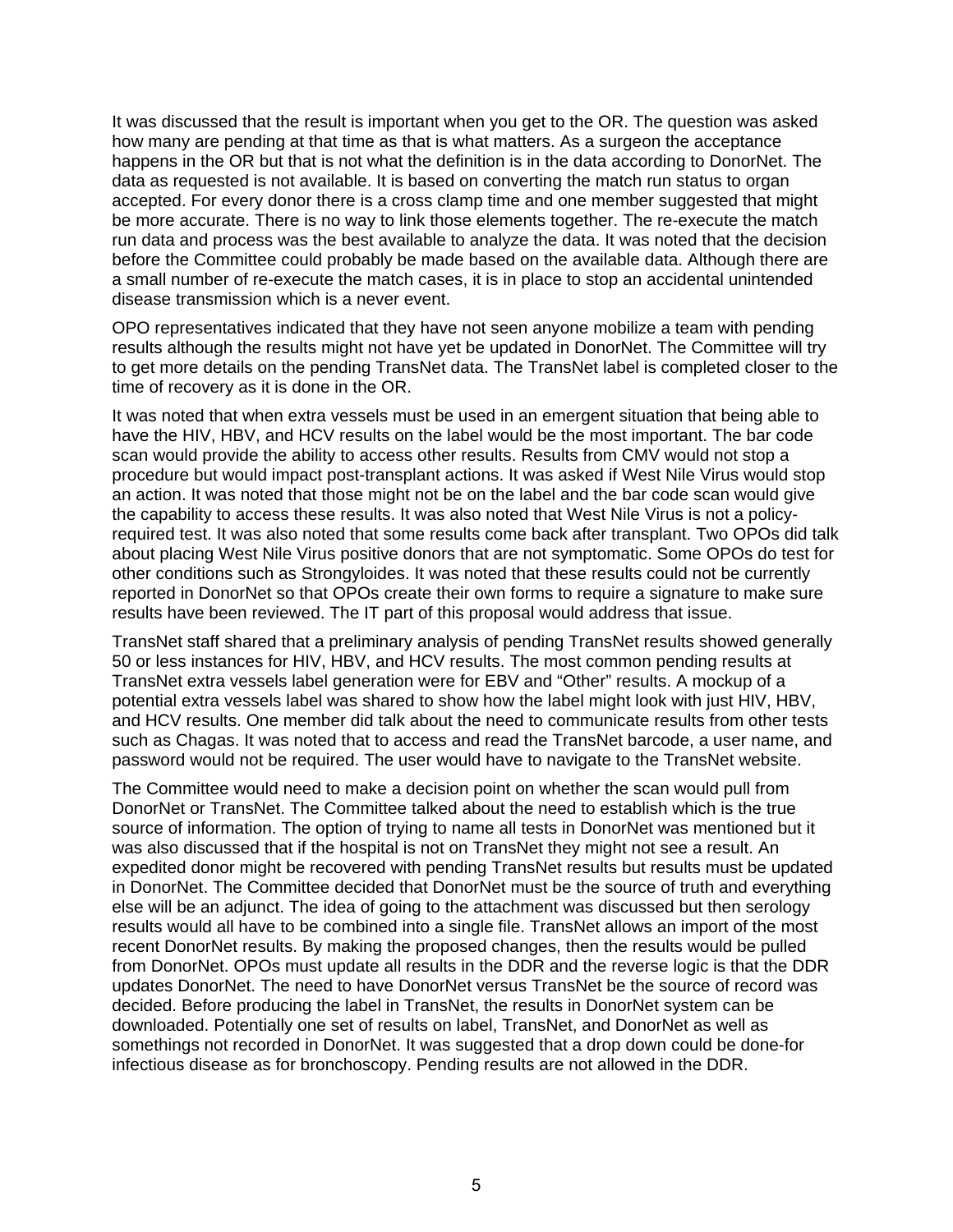It was discussed that the result is important when you get to the OR. The question was asked how many are pending at that time as that is what matters. As a surgeon the acceptance happens in the OR but that is not what the definition is in the data according to DonorNet. The data as requested is not available. It is based on converting the match run status to organ accepted. For every donor there is a cross clamp time and one member suggested that might be more accurate. There is no way to link those elements together. The re-execute the match run data and process was the best available to analyze the data. It was noted that the decision before the Committee could probably be made based on the available data. Although there are a small number of re-execute the match cases, it is in place to stop an accidental unintended disease transmission which is a never event.

OPO representatives indicated that they have not seen anyone mobilize a team with pending results although the results might not have yet be updated in DonorNet. The Committee will try to get more details on the pending TransNet data. The TransNet label is completed closer to the time of recovery as it is done in the OR.

It was noted that when extra vessels must be used in an emergent situation that being able to have the HIV, HBV, and HCV results on the label would be the most important. The bar code scan would provide the ability to access other results. Results from CMV would not stop a procedure but would impact post-transplant actions. It was asked if West Nile Virus would stop an action. It was noted that those might not be on the label and the bar code scan would give the capability to access these results. It was also noted that West Nile Virus is not a policy-required test. It was also noted that some results come back after transplant. Two OPOs did talk about placing West Nile Virus positive donors that are not symptomatic. Some OPOs do test for other conditions such as Strongyloides. It was noted that these results could not be currently reported in DonorNet so that OPOs create their own forms to require a signature to make sure results have been reviewed. The IT part of this proposal would address that issue.

TransNet staff shared that a preliminary analysis of pending TransNet results showed generally 50 or less instances for HIV, HBV, and HCV results. The most common pending results at TransNet extra vessels label generation were for EBV and “Other” results. A mockup of a potential extra vessels label was shared to show how the label might look with just HIV, HBV, and HCV results. One member did talk about the need to communicate results from other tests such as Chagas. It was noted that to access and read the TransNet barcode, a user name, and password would not be required. The user would have to navigate to the TransNet website.

The Committee would need to make a decision point on whether the scan would pull from DonorNet or TransNet. The Committee talked about the need to establish which is the true source of information. The option of trying to name all tests in DonorNet was mentioned but it was also discussed that if the hospital is not on TransNet they might not see a result. An expedited donor might be recovered with pending TransNet results but results must be updated in DonorNet. The Committee decided that DonorNet must be the source of truth and everything else will be an adjunct. The idea of going to the attachment was discussed but then serology results would all have to be combined into a single file. TransNet allows an import of the most recent DonorNet results. By making the proposed changes, then the results would be pulled from DonorNet. OPOs must update all results in the DDR and the reverse logic is that the DDR updates DonorNet. The need to have DonorNet versus TransNet be the source of record was decided. Before producing the label in TransNet, the results in DonorNet system can be downloaded. Potentially one set of results on label, TransNet, and DonorNet as well as somethings not recorded in DonorNet. It was suggested that a drop down could be done-for infectious disease as for bronchoscopy. Pending results are not allowed in the DDR.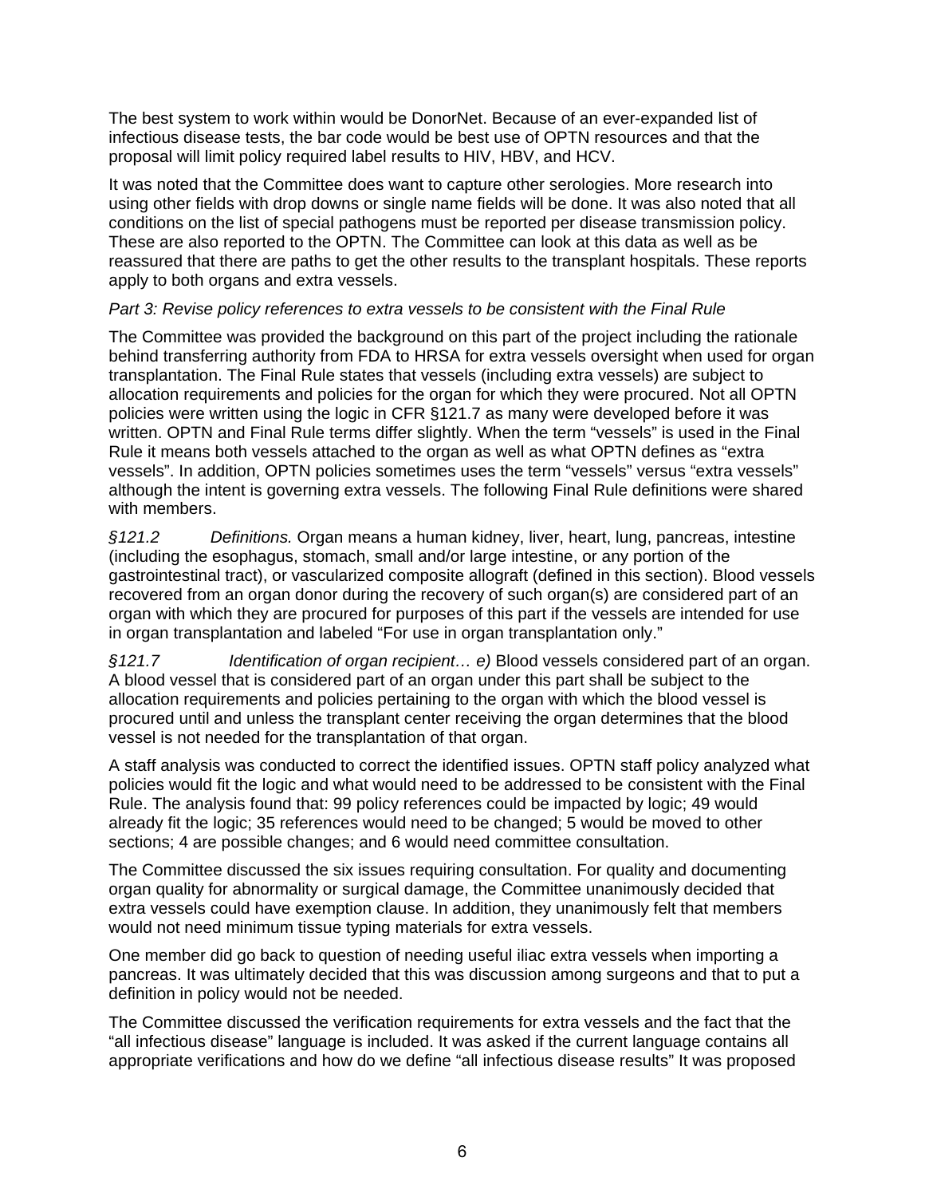The best system to work within would be DonorNet. Because of an ever-expanded list of infectious disease tests, the bar code would be best use of OPTN resources and that the proposal will limit policy required label results to HIV, HBV, and HCV.

It was noted that the Committee does want to capture other serologies. More research into using other fields with drop downs or single name fields will be done. It was also noted that all conditions on the list of special pathogens must be reported per disease transmission policy. These are also reported to the OPTN. The Committee can look at this data as well as be reassured that there are paths to get the other results to the transplant hospitals. These reports apply to both organs and extra vessels.

*Part 3: Revise policy references to extra vessels to be consistent with the Final Rule*

The Committee was provided the background on this part of the project including the rationale behind transferring authority from FDA to HRSA for extra vessels oversight when used for organ transplantation. The Final Rule states that vessels (including extra vessels) are subject to allocation requirements and policies for the organ for which they were procured. Not all OPTN policies were written using the logic in CFR §121.7 as many were developed before it was written. OPTN and Final Rule terms differ slightly. When the term "vessels" is used in the Final Rule it means both vessels attached to the organ as well as what OPTN defines as "extra vessels". In addition, OPTN policies sometimes uses the term "vessels" versus "extra vessels" although the intent is governing extra vessels. The following Final Rule definitions were shared with members.

*§121.2 Definitions.* Organ means a human kidney, liver, heart, lung, pancreas, intestine (including the esophagus, stomach, small and/or large intestine, or any portion of the gastrointestinal tract), or vascularized composite allograft (defined in this section). Blood vessels recovered from an organ donor during the recovery of such organ(s) are considered part of an organ with which they are procured for purposes of this part if the vessels are intended for use in organ transplantation and labeled "For use in organ transplantation only."

*§121.7 Identification of organ recipient… e)* Blood vessels considered part of an organ. A blood vessel that is considered part of an organ under this part shall be subject to the allocation requirements and policies pertaining to the organ with which the blood vessel is procured until and unless the transplant center receiving the organ determines that the blood vessel is not needed for the transplantation of that organ.

A staff analysis was conducted to correct the identified issues. OPTN staff policy analyzed what policies would fit the logic and what would need to be addressed to be consistent with the Final Rule. The analysis found that: 99 policy references could be impacted by logic; 49 would already fit the logic; 35 references would need to be changed; 5 would be moved to other sections; 4 are possible changes; and 6 would need committee consultation.

The Committee discussed the six issues requiring consultation. For quality and documenting organ quality for abnormality or surgical damage, the Committee unanimously decided that extra vessels could have exemption clause. In addition, they unanimously felt that members would not need minimum tissue typing materials for extra vessels.

One member did go back to question of needing useful iliac extra vessels when importing a pancreas. It was ultimately decided that this was discussion among surgeons and that to put a definition in policy would not be needed.

The Committee discussed the verification requirements for extra vessels and the fact that the "all infectious disease" language is included. It was asked if the current language contains all appropriate verifications and how do we define "all infectious disease results" It was proposed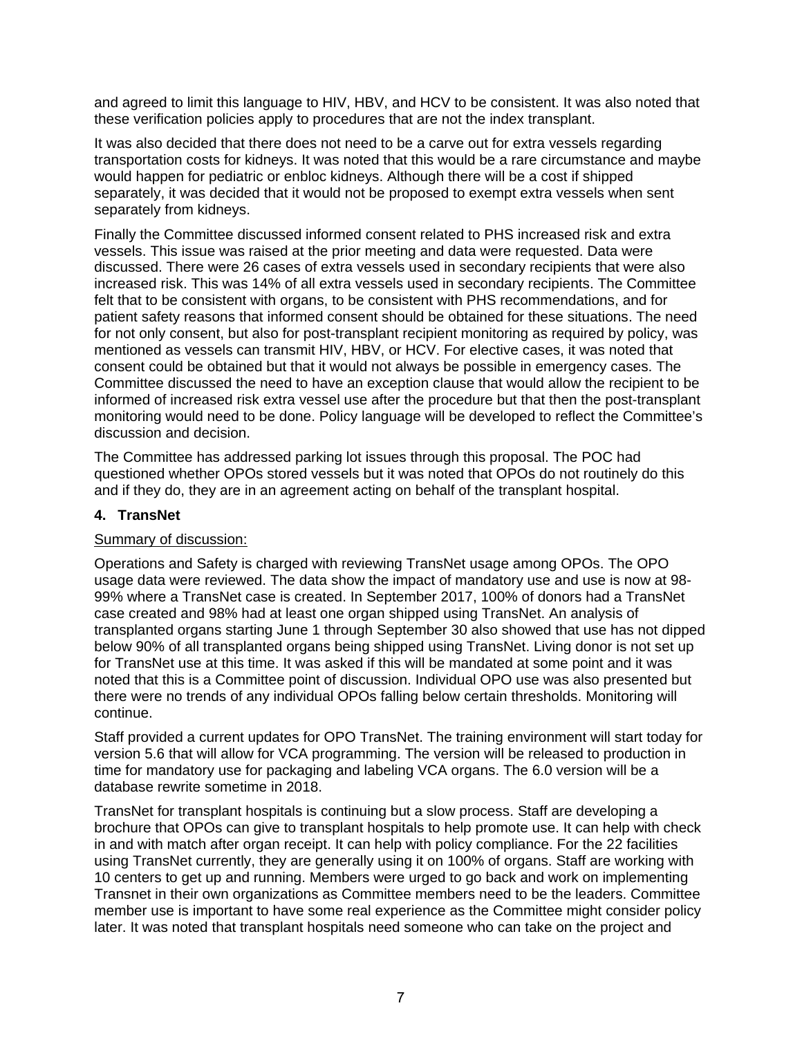and agreed to limit this language to HIV, HBV, and HCV to be consistent. It was also noted that these verification policies apply to procedures that are not the index transplant.

It was also decided that there does not need to be a carve out for extra vessels regarding transportation costs for kidneys. It was noted that this would be a rare circumstance and maybe would happen for pediatric or enbloc kidneys. Although there will be a cost if shipped separately, it was decided that it would not be proposed to exempt extra vessels when sent separately from kidneys.

Finally the Committee discussed informed consent related to PHS increased risk and extra vessels. This issue was raised at the prior meeting and data were requested. Data were discussed. There were 26 cases of extra vessels used in secondary recipients that were also increased risk. This was 14% of all extra vessels used in secondary recipients. The Committee felt that to be consistent with organs, to be consistent with PHS recommendations, and for patient safety reasons that informed consent should be obtained for these situations. The need for not only consent, but also for post-transplant recipient monitoring as required by policy, was mentioned as vessels can transmit HIV, HBV, or HCV. For elective cases, it was noted that consent could be obtained but that it would not always be possible in emergency cases. The Committee discussed the need to have an exception clause that would allow the recipient to be informed of increased risk extra vessel use after the procedure but that then the post-transplant monitoring would need to be done. Policy language will be developed to reflect the Committee's discussion and decision.

The Committee has addressed parking lot issues through this proposal. The POC had questioned whether OPOs stored vessels but it was noted that OPOs do not routinely do this and if they do, they are in an agreement acting on behalf of the transplant hospital.

### 4. TransNet

Summary of discussion:

Operations and Safety is charged with reviewing TransNet usage among OPOs. The OPO usage data were reviewed. The data show the impact of mandatory use and use is now at 98-99% where a TransNet case is created. In September 2017, 100% of donors had a TransNet case created and 98% had at least one organ shipped using TransNet. An analysis of transplanted organs starting June 1 through September 30 also showed that use has not dipped below 90% of all transplanted organs being shipped using TransNet. Living donor is not set up for TransNet use at this time. It was asked if this will be mandated at some point and it was noted that this is a Committee point of discussion. Individual OPO use was also presented but there were no trends of any individual OPOs falling below certain thresholds. Monitoring will continue.

Staff provided a current updates for OPO TransNet. The training environment will start today for version 5.6 that will allow for VCA programming. The version will be released to production in time for mandatory use for packaging and labeling VCA organs. The 6.0 version will be a database rewrite sometime in 2018.

TransNet for transplant hospitals is continuing but a slow process. Staff are developing a brochure that OPOs can give to transplant hospitals to help promote use. It can help with check in and with match after organ receipt. It can help with policy compliance. For the 22 facilities using TransNet currently, they are generally using it on 100% of organs. Staff are working with 10 centers to get up and running. Members were urged to go back and work on implementing Transnet in their own organizations as Committee members need to be the leaders. Committee member use is important to have some real experience as the Committee might consider policy later. It was noted that transplant hospitals need someone who can take on the project and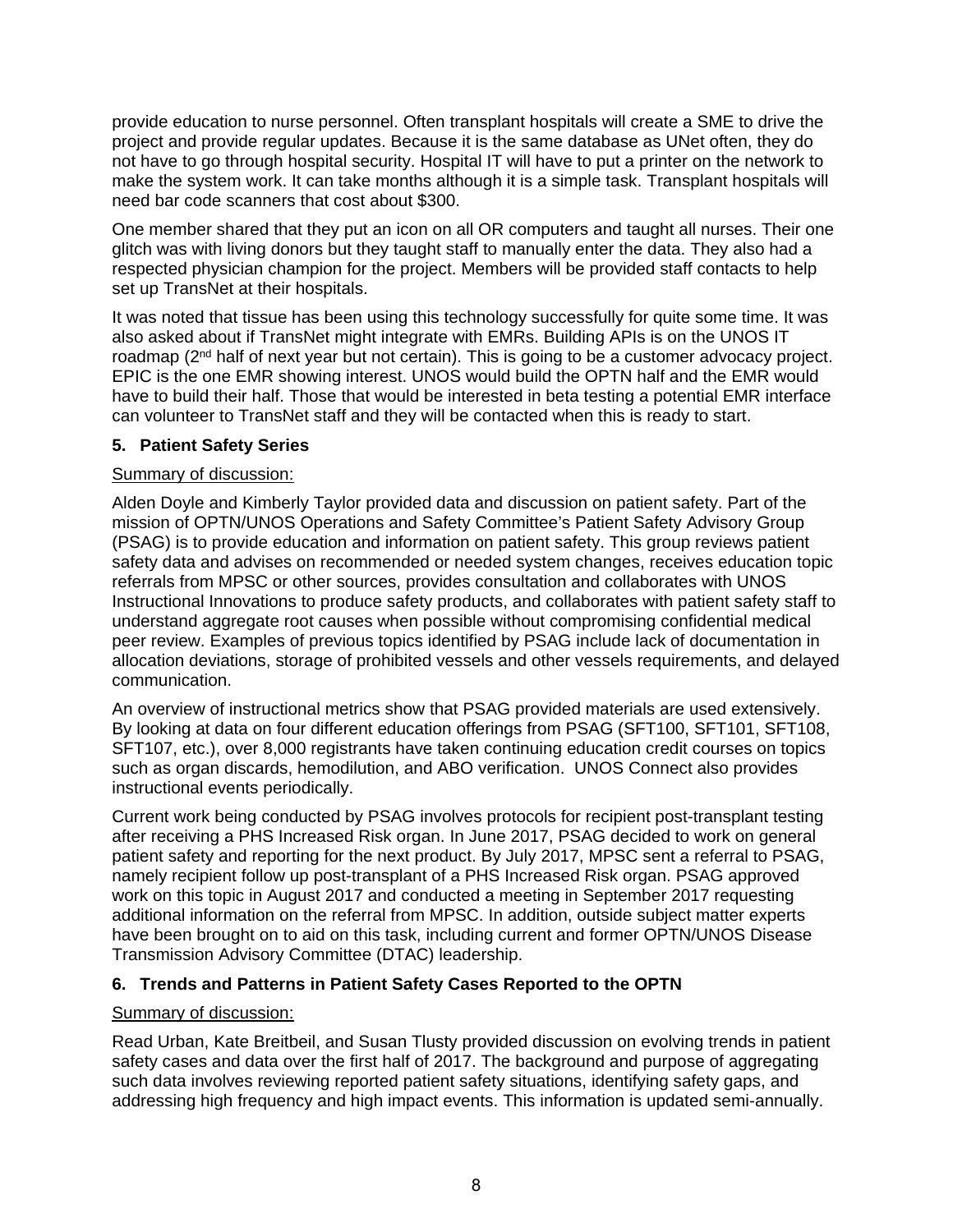provide education to nurse personnel. Often transplant hospitals will create a SME to drive the project and provide regular updates. Because it is the same database as UNet often, they do not have to go through hospital security. Hospital IT will have to put a printer on the network to make the system work. It can take months although it is a simple task. Transplant hospitals will need bar code scanners that cost about $300.

One member shared that they put an icon on all OR computers and taught all nurses. Their one glitch was with living donors but they taught staff to manually enter the data. They also had a respected physician champion for the project. Members will be provided staff contacts to help set up TransNet at their hospitals.

It was noted that tissue has been using this technology successfully for quite some time. It was also asked about if TransNet might integrate with EMRs. Building APIs is on the UNOS IT roadmap (2nd half of next year but not certain). This is going to be a customer advocacy project. EPIC is the one EMR showing interest. UNOS would build the OPTN half and the EMR would have to build their half. Those that would be interested in beta testing a potential EMR interface can volunteer to TransNet staff and they will be contacted when this is ready to start.

### 5. Patient Safety Series

Summary of discussion:

Alden Doyle and Kimberly Taylor provided data and discussion on patient safety. Part of the mission of OPTN/UNOS Operations and Safety Committee's Patient Safety Advisory Group (PSAG) is to provide education and information on patient safety. This group reviews patient safety data and advises on recommended or needed system changes, receives education topic referrals from MPSC or other sources, provides consultation and collaborates with UNOS Instructional Innovations to produce safety products, and collaborates with patient safety staff to understand aggregate root causes when possible without compromising confidential medical peer review. Examples of previous topics identified by PSAG include lack of documentation in allocation deviations, storage of prohibited vessels and other vessels requirements, and delayed communication.

An overview of instructional metrics show that PSAG provided materials are used extensively. By looking at data on four different education offerings from PSAG (SFT100, SFT101, SFT108, SFT107, etc.), over 8,000 registrants have taken continuing education credit courses on topics such as organ discards, hemodilution, and ABO verification. UNOS Connect also provides instructional events periodically.

Current work being conducted by PSAG involves protocols for recipient post-transplant testing after receiving a PHS Increased Risk organ. In June 2017, PSAG decided to work on general patient safety and reporting for the next product. By July 2017, MPSC sent a referral to PSAG, namely recipient follow up post-transplant of a PHS Increased Risk organ. PSAG approved work on this topic in August 2017 and conducted a meeting in September 2017 requesting additional information on the referral from MPSC. In addition, outside subject matter experts have been brought on to aid on this task, including current and former OPTN/UNOS Disease Transmission Advisory Committee (DTAC) leadership.

### 6. Trends and Patterns in Patient Safety Cases Reported to the OPTN

Summary of discussion:

Read Urban, Kate Breitbeil, and Susan Tlusty provided discussion on evolving trends in patient safety cases and data over the first half of 2017. The background and purpose of aggregating such data involves reviewing reported patient safety situations, identifying safety gaps, and addressing high frequency and high impact events. This information is updated semi-annually.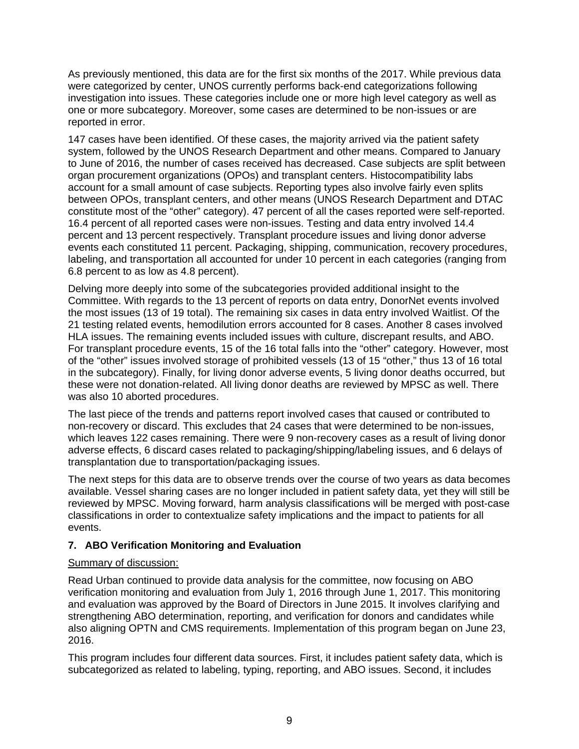As previously mentioned, this data are for the first six months of the 2017. While previous data were categorized by center, UNOS currently performs back-end categorizations following investigation into issues. These categories include one or more high level category as well as one or more subcategory. Moreover, some cases are determined to be non-issues or are reported in error.

147 cases have been identified. Of these cases, the majority arrived via the patient safety system, followed by the UNOS Research Department and other means. Compared to January to June of 2016, the number of cases received has decreased. Case subjects are split between organ procurement organizations (OPOs) and transplant centers. Histocompatibility labs account for a small amount of case subjects. Reporting types also involve fairly even splits between OPOs, transplant centers, and other means (UNOS Research Department and DTAC constitute most of the "other" category). 47 percent of all the cases reported were self-reported. 16.4 percent of all reported cases were non-issues. Testing and data entry involved 14.4 percent and 13 percent respectively. Transplant procedure issues and living donor adverse events each constituted 11 percent. Packaging, shipping, communication, recovery procedures, labeling, and transportation all accounted for under 10 percent in each categories (ranging from 6.8 percent to as low as 4.8 percent).

Delving more deeply into some of the subcategories provided additional insight to the Committee. With regards to the 13 percent of reports on data entry, DonorNet events involved the most issues (13 of 19 total). The remaining six cases in data entry involved Waitlist. Of the 21 testing related events, hemodilution errors accounted for 8 cases. Another 8 cases involved HLA issues. The remaining events included issues with culture, discrepant results, and ABO. For transplant procedure events, 15 of the 16 total falls into the "other" category. However, most of the "other" issues involved storage of prohibited vessels (13 of 15 "other," thus 13 of 16 total in the subcategory). Finally, for living donor adverse events, 5 living donor deaths occurred, but these were not donation-related. All living donor deaths are reviewed by MPSC as well. There was also 10 aborted procedures.

The last piece of the trends and patterns report involved cases that caused or contributed to non-recovery or discard. This excludes that 24 cases that were determined to be non-issues, which leaves 122 cases remaining. There were 9 non-recovery cases as a result of living donor adverse effects, 6 discard cases related to packaging/shipping/labeling issues, and 6 delays of transplantation due to transportation/packaging issues.

The next steps for this data are to observe trends over the course of two years as data becomes available. Vessel sharing cases are no longer included in patient safety data, yet they will still be reviewed by MPSC. Moving forward, harm analysis classifications will be merged with post-case classifications in order to contextualize safety implications and the impact to patients for all events.

### 7. ABO Verification Monitoring and Evaluation

Summary of discussion:

Read Urban continued to provide data analysis for the committee, now focusing on ABO verification monitoring and evaluation from July 1, 2016 through June 1, 2017. This monitoring and evaluation was approved by the Board of Directors in June 2015. It involves clarifying and strengthening ABO determination, reporting, and verification for donors and candidates while also aligning OPTN and CMS requirements. Implementation of this program began on June 23, 2016.

This program includes four different data sources. First, it includes patient safety data, which is subcategorized as related to labeling, typing, reporting, and ABO issues. Second, it includes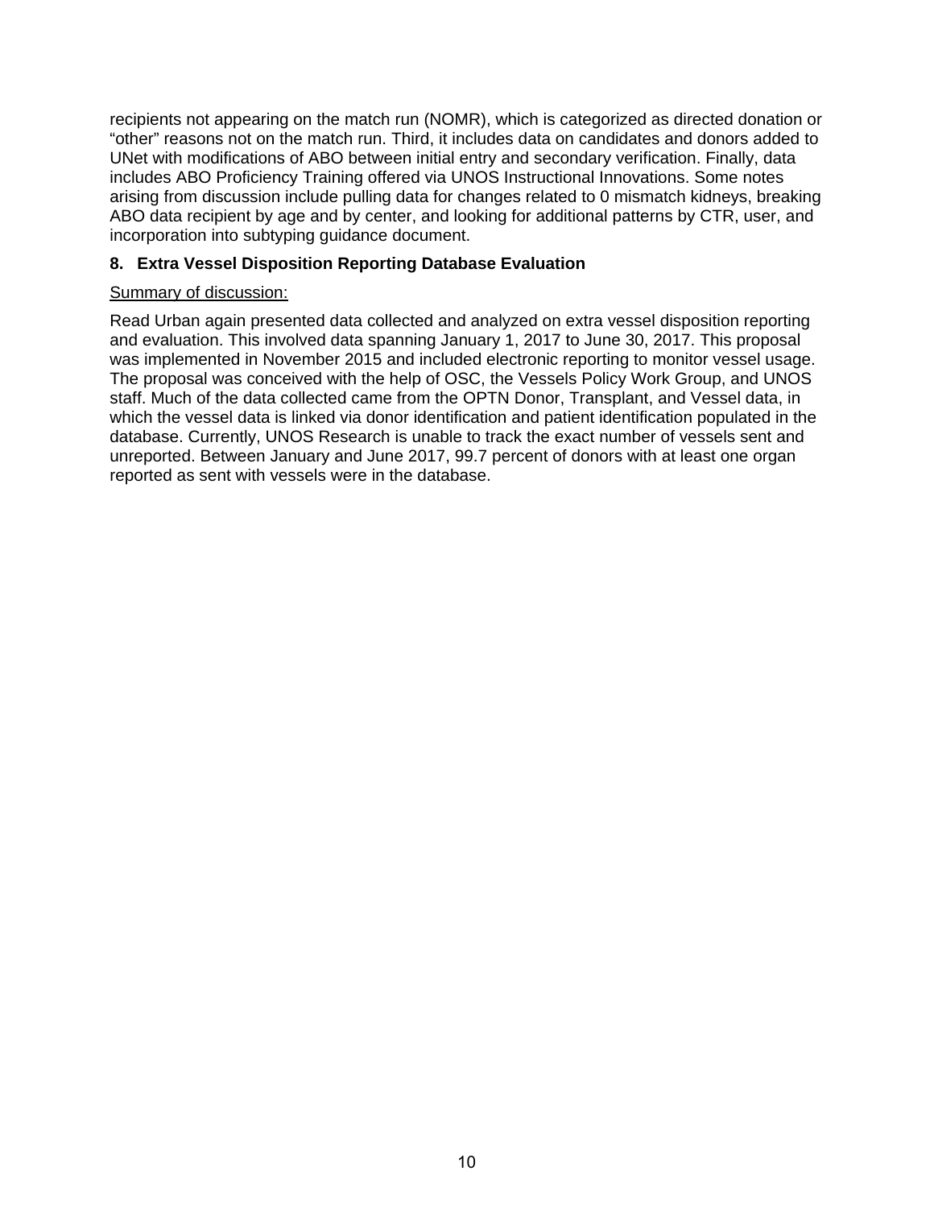recipients not appearing on the match run (NOMR), which is categorized as directed donation or "other" reasons not on the match run. Third, it includes data on candidates and donors added to UNet with modifications of ABO between initial entry and secondary verification. Finally, data includes ABO Proficiency Training offered via UNOS Instructional Innovations. Some notes arising from discussion include pulling data for changes related to 0 mismatch kidneys, breaking ABO data recipient by age and by center, and looking for additional patterns by CTR, user, and incorporation into subtyping guidance document.

### 8. Extra Vessel Disposition Reporting Database Evaluation

Summary of discussion:

Read Urban again presented data collected and analyzed on extra vessel disposition reporting and evaluation. This involved data spanning January 1, 2017 to June 30, 2017. This proposal was implemented in November 2015 and included electronic reporting to monitor vessel usage. The proposal was conceived with the help of OSC, the Vessels Policy Work Group, and UNOS staff. Much of the data collected came from the OPTN Donor, Transplant, and Vessel data, in which the vessel data is linked via donor identification and patient identification populated in the database. Currently, UNOS Research is unable to track the exact number of vessels sent and unreported. Between January and June 2017, 99.7 percent of donors with at least one organ reported as sent with vessels were in the database.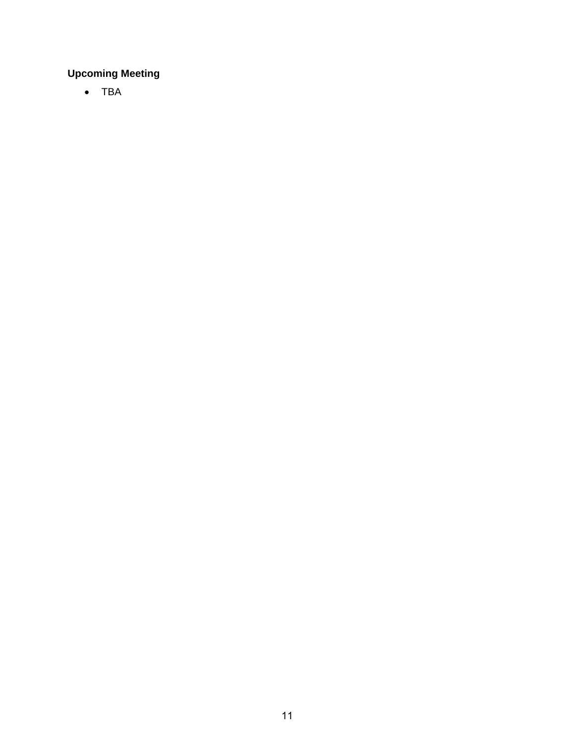**Upcoming Meeting**

- TBA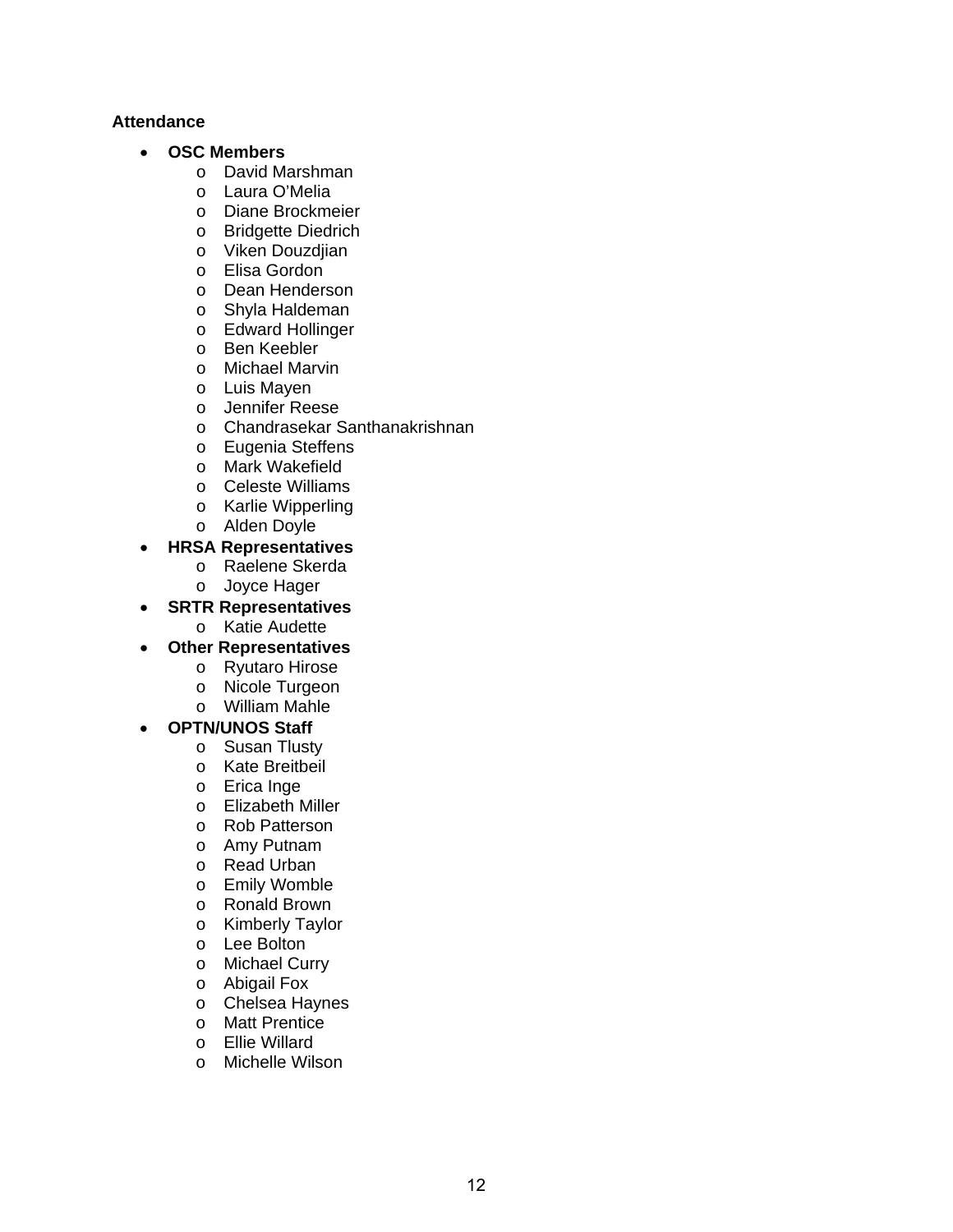**Attendance**

- **OSC Members**
  - David Marshman
  - Laura O'Melia
  - Diane Brockmeier
  - Bridgette Diedrich
  - Viken Douzdjian
  - Elisa Gordon
  - Dean Henderson
  - Shyla Haldeman
  - Edward Hollinger
  - Ben Keebler
  - Michael Marvin
  - Luis Mayen
  - Jennifer Reese
  - Chandrasekar Santhanakrishnan
  - Eugenia Steffens
  - Mark Wakefield
  - Celeste Williams
  - Karlie Wipperling
  - Alden Doyle
- **HRSA Representatives**
  - Raelene Skerda
  - Joyce Hager
- **SRTR Representatives**
  - Katie Audette
- **Other Representatives**
  - Ryutaro Hirose
  - Nicole Turgeon
  - William Mahle
- **OPTN/UNOS Staff**
  - Susan Tlusty
  - Kate Breitbeil
  - Erica Inge
  - Elizabeth Miller
  - Rob Patterson
  - Amy Putnam
  - Read Urban
  - Emily Womble
  - Ronald Brown
  - Kimberly Taylor
  - Lee Bolton
  - Michael Curry
  - Abigail Fox
  - Chelsea Haynes
  - Matt Prentice
  - Ellie Willard
  - Michelle Wilson